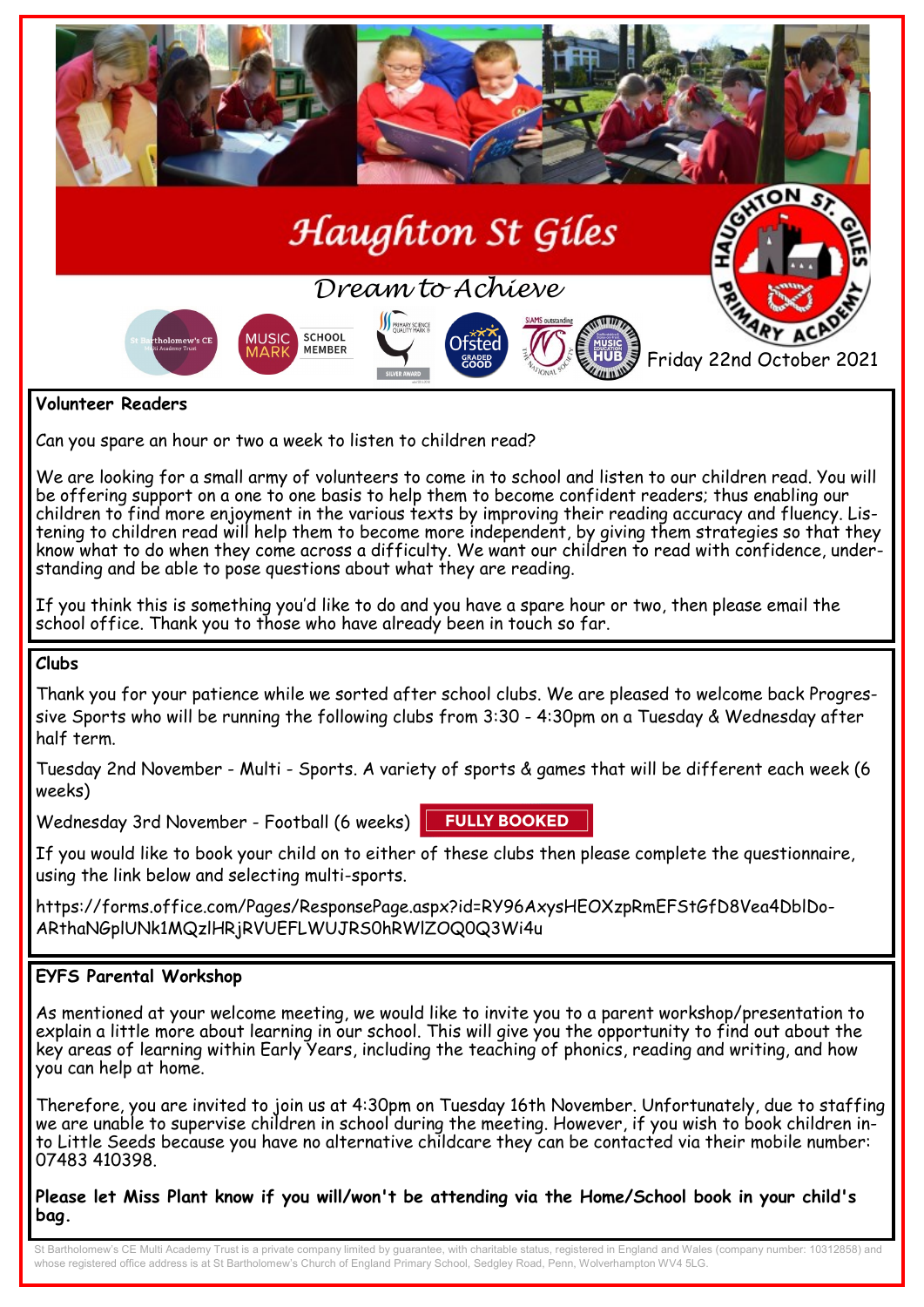# Haughton St Giles

*Dream to Achieve*

Friday 22nd October 2021

## Volunteer Readers

Can you spare an hour or two a week to listen to children read?

We are looking for a small army of volunteers to come in to school and listen to our children read. You will be offering support on a one to one basis to help them to become confident readers; thus enabling our children to find more enjoyment in the various texts by improving their reading accuracy and fluency. Listening to children read will help them to become more independent, by giving them strategies so that they know what to do when they come across a difficulty. We want our children to read with confidence, understanding and be able to pose questions about what they are reading.

If you think this is something you'd like to do and you have a spare hour or two, then please email the school office. Thank you to those who have already been in touch so far.

## Clubs

Thank you for your patience while we sorted after school clubs. We are pleased to welcome back Progressive Sports who will be running the following clubs from 3:30 - 4:30pm on a Tuesday & Wednesday after half term.

Tuesday 2nd November - Multi - Sports. A variety of sports & games that will be different each week (6 weeks)

Wednesday 3rd November - Football (6 weeks) **FULLY BOOKED**

If you would like to book your child on to either of these clubs then please complete the questionnaire, using the link below and selecting multi-sports.

https://forms.office.com/Pages/ResponsePage.aspx?id=RY96AxysHEOXzpRmEFStGfD8Vea4DblDo-ARthaNGplUNk1MQzlHRjRVUEFLWUJRS0hRWlZOQ0Q3Wi4u

## EYFS Parental Workshop

As mentioned at your welcome meeting, we would like to invite you to a parent workshop/presentation to explain a little more about learning in our school. This will give you the opportunity to find out about the key areas of learning within Early Years, including the teaching of phonics, reading and writing, and how you can help at home.

Therefore, you are invited to join us at 4:30pm on Tuesday 16th November. Unfortunately, due to staffing we are unable to supervise children in school during the meeting. However, if you wish to book children into Little Seeds because you have no alternative childcare they can be contacted via their mobile number: 07483 410398.

**Please let Miss Plant know if you will/won't be attending via the Home/School book in your child's bag.**

St Bartholomew's CE Multi Academy Trust is a private company limited by guarantee, with charitable status, registered in England and Wales (company number: 10312858) and whose registered office address is at St Bartholomew's Church of England Primary School, Sedgley Road, Penn, Wolverhampton WV4 5LG.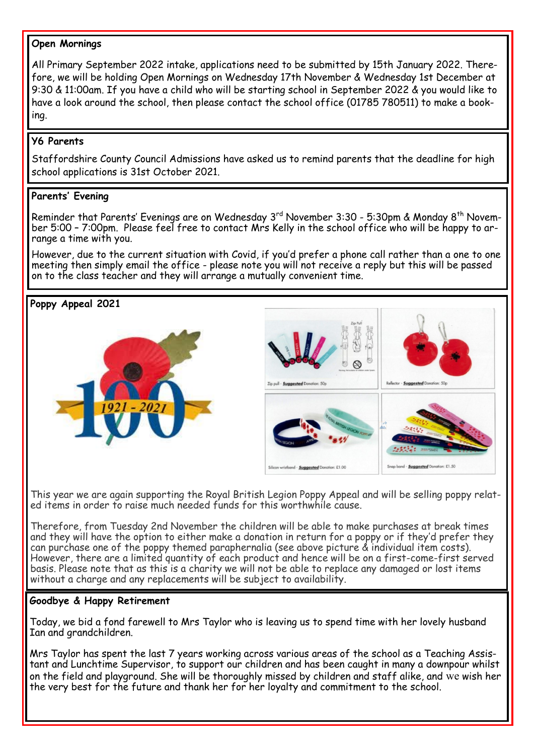## Open Mornings

All Primary September 2022 intake, applications need to be submitted by 15th January 2022. Therefore, we will be holding Open Mornings on Wednesday 17th November & Wednesday 1st December at 9:30 & 11:00am. If you have a child who will be starting school in September 2022 & you would like to have a look around the school, then please contact the school office (01785 780511) to make a booking.

## Y6 Parents

Staffordshire County Council Admissions have asked us to remind parents that the deadline for high school applications is 31st October 2021.

## Parents' Evening

Reminder that Parents' Evenings are on Wednesday 3rd November 3:30 - 5:30pm & Monday 8th November 5:00 – 7:00pm. Please feel free to contact Mrs Kelly in the school office who will be happy to arrange a time with you.

However, due to the current situation with Covid, if you'd prefer a phone call rather than a one to one meeting then simply email the office - please note you will not receive a reply but this will be passed on to the class teacher and they will arrange a mutually convenient time.

## Poppy Appeal 2021

1921 - 2021

Zip pull - *Suggested* Donation: 50p

Reflector - *Suggested* Donation: 50p

Silicon wristband - *Suggested* Donation: £1.00

Snap band - *Suggested* Donation: £1.50

This year we are again supporting the Royal British Legion Poppy Appeal and will be selling poppy related items in order to raise much needed funds for this worthwhile cause.

Therefore, from Tuesday 2nd November the children will be able to make purchases at break times and they will have the option to either make a donation in return for a poppy or if they'd prefer they can purchase one of the poppy themed paraphernalia (see above picture & individual item costs). However, there are a limited quantity of each product and hence will be on a first-come-first served basis. Please note that as this is a charity we will not be able to replace any damaged or lost items without a charge and any replacements will be subject to availability.

## Goodbye & Happy Retirement

Today, we bid a fond farewell to Mrs Taylor who is leaving us to spend time with her lovely husband Ian and grandchildren.

Mrs Taylor has spent the last 7 years working across various areas of the school as a Teaching Assistant and Lunchtime Supervisor, to support our children and has been caught in many a downpour whilst on the field and playground. She will be thoroughly missed by children and staff alike, and we wish her the very best for the future and thank her for her loyalty and commitment to the school.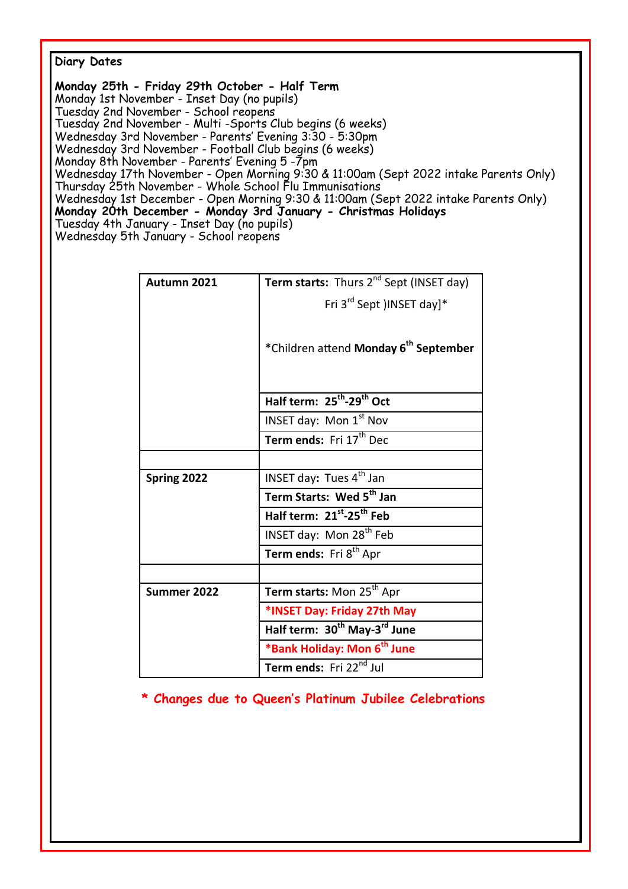Diary Dates

**Monday 25th - Friday 29th October - Half Term**
Monday 1st November - Inset Day (no pupils)
Tuesday 2nd November - School reopens
Tuesday 2nd November - Multi -Sports Club begins (6 weeks)
Wednesday 3rd November - Parents' Evening 3:30 - 5:30pm
Wednesday 3rd November - Football Club begins (6 weeks)
Monday 8th November - Parents' Evening 5 -7pm
Wednesday 17th November - Open Morning 9:30 & 11:00am (Sept 2022 intake Parents Only)
Thursday 25th November - Whole School Flu Immunisations
Wednesday 1st December - Open Morning 9:30 & 11:00am (Sept 2022 intake Parents Only)
**Monday 20th December - Monday 3rd January - Christmas Holidays**
Tuesday 4th January - Inset Day (no pupils)
Wednesday 5th January - School reopens

| | |
|---|---|
| **Autumn 2021** | **Term starts:** Thurs 2nd Sept (INSET day)<br>Fri 3rd Sept )INSET day]*<br><br>*Children attend **Monday 6th September** |
| | **Half term: 25th-29th Oct** |
| | INSET day: Mon 1st Nov |
| | **Term ends:** Fri 17th Dec |
| | |
| **Spring 2022** | INSET day: Tues 4th Jan |
| | **Term Starts: Wed 5th Jan** |
| | **Half term: 21st-25th Feb** |
| | INSET day: Mon 28th Feb |
| | **Term ends:** Fri 8th Apr |
| | |
| **Summer 2022** | **Term starts:** Mon 25th Apr |
| | ***INSET Day: Friday 27th May** |
| | **Half term: 30th May-3rd June** |
| | ***Bank Holiday: Mon 6th June** |
| | **Term ends:** Fri 22nd Jul |

*** Changes due to Queen's Platinum Jubilee Celebrations**